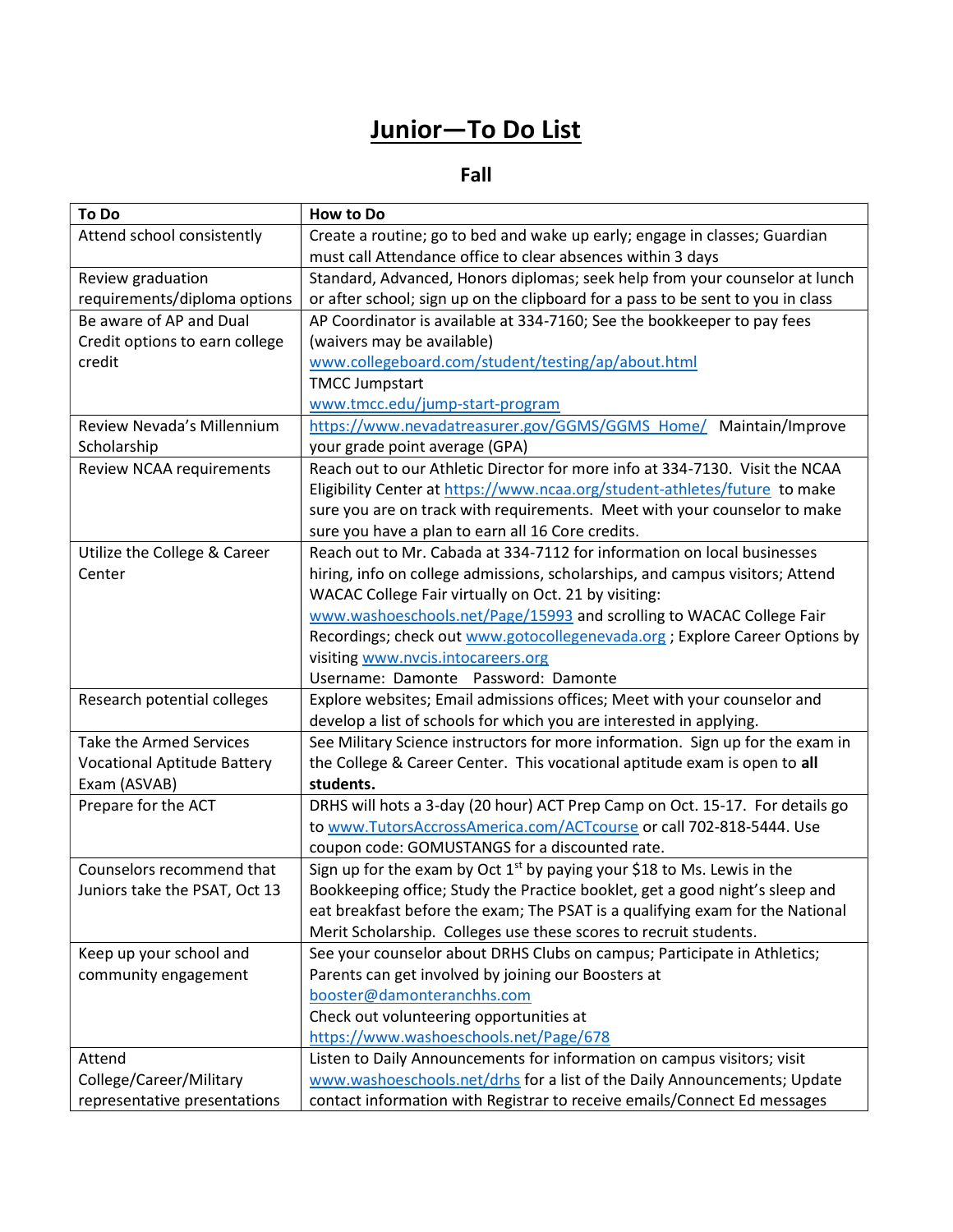# Junior—To Do List

## Fall

| To Do | How to Do |
| --- | --- |
| Attend school consistently | Create a routine; go to bed and wake up early; engage in classes; Guardian must call Attendance office to clear absences within 3 days |
| Review graduation requirements/diploma options | Standard, Advanced, Honors diplomas; seek help from your counselor at lunch or after school; sign up on the clipboard for a pass to be sent to you in class |
| Be aware of AP and Dual Credit options to earn college credit | AP Coordinator is available at 334-7160; See the bookkeeper to pay fees (waivers may be available) www.collegeboard.com/student/testing/ap/about.html TMCC Jumpstart www.tmcc.edu/jump-start-program |
| Review Nevada's Millennium Scholarship | https://www.nevadatreasurer.gov/GGMS/GGMS_Home/ Maintain/Improve your grade point average (GPA) |
| Review NCAA requirements | Reach out to our Athletic Director for more info at 334-7130. Visit the NCAA Eligibility Center at https://www.ncaa.org/student-athletes/future to make sure you are on track with requirements. Meet with your counselor to make sure you have a plan to earn all 16 Core credits. |
| Utilize the College & Career Center | Reach out to Mr. Cabada at 334-7112 for information on local businesses hiring, info on college admissions, scholarships, and campus visitors; Attend WACAC College Fair virtually on Oct. 21 by visiting: www.washoeschools.net/Page/15993 and scrolling to WACAC College Fair Recordings; check out www.gotocollegenevada.org ; Explore Career Options by visiting www.nvcis.intocareers.org Username: Damonte Password: Damonte |
| Research potential colleges | Explore websites; Email admissions offices; Meet with your counselor and develop a list of schools for which you are interested in applying. |
| Take the Armed Services Vocational Aptitude Battery Exam (ASVAB) | See Military Science instructors for more information. Sign up for the exam in the College & Career Center. This vocational aptitude exam is open to **all students.** |
| Prepare for the ACT | DRHS will hots a 3-day (20 hour) ACT Prep Camp on Oct. 15-17. For details go to www.TutorsAccrossAmerica.com/ACTcourse or call 702-818-5444. Use coupon code: GOMUSTANGS for a discounted rate. |
| Counselors recommend that Juniors take the PSAT, Oct 13 | Sign up for the exam by Oct 1st by paying your $18 to Ms. Lewis in the Bookkeeping office; Study the Practice booklet, get a good night's sleep and eat breakfast before the exam; The PSAT is a qualifying exam for the National Merit Scholarship. Colleges use these scores to recruit students. |
| Keep up your school and community engagement | See your counselor about DRHS Clubs on campus; Participate in Athletics; Parents can get involved by joining our Boosters at booster@damonteranchhs.com Check out volunteering opportunities at https://www.washoeschools.net/Page/678 |
| Attend College/Career/Military representative presentations | Listen to Daily Announcements for information on campus visitors; visit www.washoeschools.net/drhs for a list of the Daily Announcements; Update contact information with Registrar to receive emails/Connect Ed messages |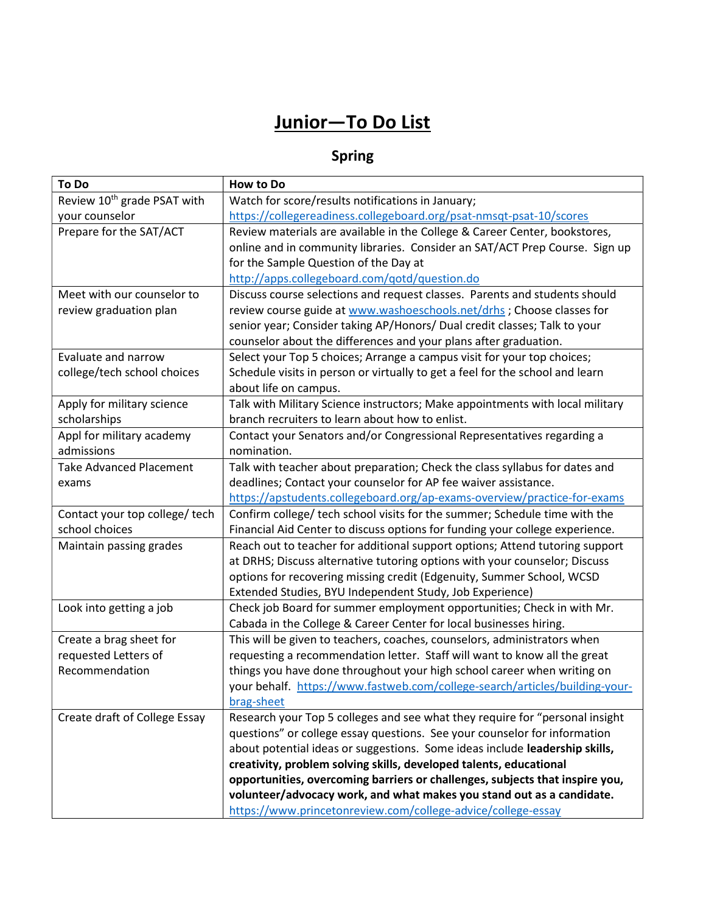# Junior—To Do List

## Spring

| To Do | How to Do |
|---|---|
| Review 10th grade PSAT with your counselor | Watch for score/results notifications in January; https://collegereadiness.collegeboard.org/psat-nmsqt-psat-10/scores |
| Prepare for the SAT/ACT | Review materials are available in the College & Career Center, bookstores, online and in community libraries. Consider an SAT/ACT Prep Course. Sign up for the Sample Question of the Day at http://apps.collegeboard.com/qotd/question.do |
| Meet with our counselor to review graduation plan | Discuss course selections and request classes. Parents and students should review course guide at www.washoeschools.net/drhs ; Choose classes for senior year; Consider taking AP/Honors/ Dual credit classes; Talk to your counselor about the differences and your plans after graduation. |
| Evaluate and narrow college/tech school choices | Select your Top 5 choices; Arrange a campus visit for your top choices; Schedule visits in person or virtually to get a feel for the school and learn about life on campus. |
| Apply for military science scholarships | Talk with Military Science instructors; Make appointments with local military branch recruiters to learn about how to enlist. |
| Appl for military academy admissions | Contact your Senators and/or Congressional Representatives regarding a nomination. |
| Take Advanced Placement exams | Talk with teacher about preparation; Check the class syllabus for dates and deadlines; Contact your counselor for AP fee waiver assistance. https://apstudents.collegeboard.org/ap-exams-overview/practice-for-exams |
| Contact your top college/ tech school choices | Confirm college/ tech school visits for the summer; Schedule time with the Financial Aid Center to discuss options for funding your college experience. |
| Maintain passing grades | Reach out to teacher for additional support options; Attend tutoring support at DRHS; Discuss alternative tutoring options with your counselor; Discuss options for recovering missing credit (Edgenuity, Summer School, WCSD Extended Studies, BYU Independent Study, Job Experience) |
| Look into getting a job | Check job Board for summer employment opportunities; Check in with Mr. Cabada in the College & Career Center for local businesses hiring. |
| Create a brag sheet for requested Letters of Recommendation | This will be given to teachers, coaches, counselors, administrators when requesting a recommendation letter. Staff will want to know all the great things you have done throughout your high school career when writing on your behalf. https://www.fastweb.com/college-search/articles/building-your-brag-sheet |
| Create draft of College Essay | Research your Top 5 colleges and see what they require for "personal insight questions" or college essay questions. See your counselor for information about potential ideas or suggestions. Some ideas include **leadership skills, creativity, problem solving skills, developed talents, educational opportunities, overcoming barriers or challenges, subjects that inspire you, volunteer/advocacy work, and what makes you stand out as a candidate.** https://www.princetonreview.com/college-advice/college-essay |